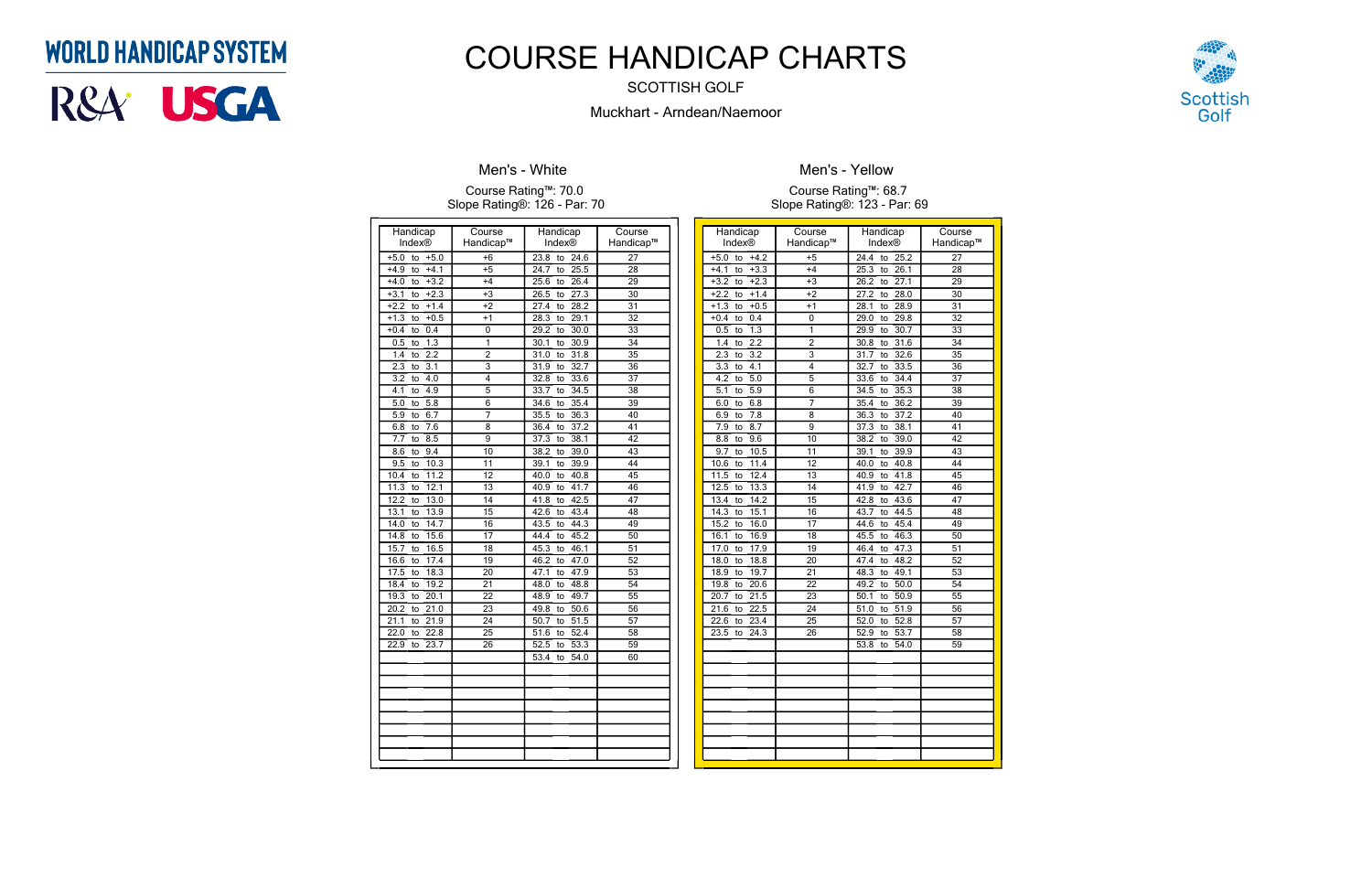WORLD HANDICAP SYSTEM

R&A USGA

# COURSE HANDICAP CHARTS

SCOTTISH GOLF

Muckhart - Arndean/Naemoor

Scottish Golf

## Men's - White

Course Rating™: 70.0
Slope Rating®: 126 - Par: 70

| Handicap Index® | Course Handicap™ | Handicap Index® | Course Handicap™ |
|---|---|---|---|
| +5.0 to +5.0 | +6 | 23.8 to 24.6 | 27 |
| +4.9 to +4.1 | +5 | 24.7 to 25.5 | 28 |
| +4.0 to +3.2 | +4 | 25.6 to 26.4 | 29 |
| +3.1 to +2.3 | +3 | 26.5 to 27.3 | 30 |
| +2.2 to +1.4 | +2 | 27.4 to 28.2 | 31 |
| +1.3 to +0.5 | +1 | 28.3 to 29.1 | 32 |
| +0.4 to 0.4 | 0 | 29.2 to 30.0 | 33 |
| 0.5 to 1.3 | 1 | 30.1 to 30.9 | 34 |
| 1.4 to 2.2 | 2 | 31.0 to 31.8 | 35 |
| 2.3 to 3.1 | 3 | 31.9 to 32.7 | 36 |
| 3.2 to 4.0 | 4 | 32.8 to 33.6 | 37 |
| 4.1 to 4.9 | 5 | 33.7 to 34.5 | 38 |
| 5.0 to 5.8 | 6 | 34.6 to 35.4 | 39 |
| 5.9 to 6.7 | 7 | 35.5 to 36.3 | 40 |
| 6.8 to 7.6 | 8 | 36.4 to 37.2 | 41 |
| 7.7 to 8.5 | 9 | 37.3 to 38.1 | 42 |
| 8.6 to 9.4 | 10 | 38.2 to 39.0 | 43 |
| 9.5 to 10.3 | 11 | 39.1 to 39.9 | 44 |
| 10.4 to 11.2 | 12 | 40.0 to 40.8 | 45 |
| 11.3 to 12.1 | 13 | 40.9 to 41.7 | 46 |
| 12.2 to 13.0 | 14 | 41.8 to 42.5 | 47 |
| 13.1 to 13.9 | 15 | 42.6 to 43.4 | 48 |
| 14.0 to 14.7 | 16 | 43.5 to 44.3 | 49 |
| 14.8 to 15.6 | 17 | 44.4 to 45.2 | 50 |
| 15.7 to 16.5 | 18 | 45.3 to 46.1 | 51 |
| 16.6 to 17.4 | 19 | 46.2 to 47.0 | 52 |
| 17.5 to 18.3 | 20 | 47.1 to 47.9 | 53 |
| 18.4 to 19.2 | 21 | 48.0 to 48.8 | 54 |
| 19.3 to 20.1 | 22 | 48.9 to 49.7 | 55 |
| 20.2 to 21.0 | 23 | 49.8 to 50.6 | 56 |
| 21.1 to 21.9 | 24 | 50.7 to 51.5 | 57 |
| 22.0 to 22.8 | 25 | 51.6 to 52.4 | 58 |
| 22.9 to 23.7 | 26 | 52.5 to 53.3 | 59 |
| | | 53.4 to 54.0 | 60 |

## Men's - Yellow

Course Rating™: 68.7
Slope Rating®: 123 - Par: 69

| Handicap Index® | Course Handicap™ | Handicap Index® | Course Handicap™ |
|---|---|---|---|
| +5.0 to +4.2 | +5 | 24.4 to 25.2 | 27 |
| +4.1 to +3.3 | +4 | 25.3 to 26.1 | 28 |
| +3.2 to +2.3 | +3 | 26.2 to 27.1 | 29 |
| +2.2 to +1.4 | +2 | 27.2 to 28.0 | 30 |
| +1.3 to +0.5 | +1 | 28.1 to 28.9 | 31 |
| +0.4 to 0.4 | 0 | 29.0 to 29.8 | 32 |
| 0.5 to 1.3 | 1 | 29.9 to 30.7 | 33 |
| 1.4 to 2.2 | 2 | 30.8 to 31.6 | 34 |
| 2.3 to 3.2 | 3 | 31.7 to 32.6 | 35 |
| 3.3 to 4.1 | 4 | 32.7 to 33.5 | 36 |
| 4.2 to 5.0 | 5 | 33.6 to 34.4 | 37 |
| 5.1 to 5.9 | 6 | 34.5 to 35.3 | 38 |
| 6.0 to 6.8 | 7 | 35.4 to 36.2 | 39 |
| 6.9 to 7.8 | 8 | 36.3 to 37.2 | 40 |
| 7.9 to 8.7 | 9 | 37.3 to 38.1 | 41 |
| 8.8 to 9.6 | 10 | 38.2 to 39.0 | 42 |
| 9.7 to 10.5 | 11 | 39.1 to 39.9 | 43 |
| 10.6 to 11.4 | 12 | 40.0 to 40.8 | 44 |
| 11.5 to 12.4 | 13 | 40.9 to 41.8 | 45 |
| 12.5 to 13.3 | 14 | 41.9 to 42.7 | 46 |
| 13.4 to 14.2 | 15 | 42.8 to 43.6 | 47 |
| 14.3 to 15.1 | 16 | 43.7 to 44.5 | 48 |
| 15.2 to 16.0 | 17 | 44.6 to 45.4 | 49 |
| 16.1 to 16.9 | 18 | 45.5 to 46.3 | 50 |
| 17.0 to 17.9 | 19 | 46.4 to 47.3 | 51 |
| 18.0 to 18.8 | 20 | 47.4 to 48.2 | 52 |
| 18.9 to 19.7 | 21 | 48.3 to 49.1 | 53 |
| 19.8 to 20.6 | 22 | 49.2 to 50.0 | 54 |
| 20.7 to 21.5 | 23 | 50.1 to 50.9 | 55 |
| 21.6 to 22.5 | 24 | 51.0 to 51.9 | 56 |
| 22.6 to 23.4 | 25 | 52.0 to 52.8 | 57 |
| 23.5 to 24.3 | 26 | 52.9 to 53.7 | 58 |
| | | 53.8 to 54.0 | 59 |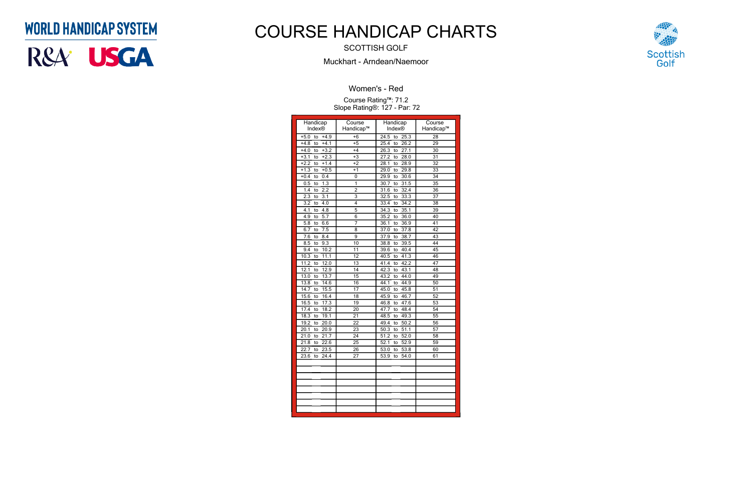WORLD HANDICAP SYSTEM

R&A USGA

# COURSE HANDICAP CHARTS

SCOTTISH GOLF

Muckhart - Arndean/Naemoor

Scottish Golf

## Women's - Red

Course Rating™: 71.2
Slope Rating®: 127 - Par: 72

| Handicap Index® | Course Handicap™ | Handicap Index® | Course Handicap™ |
|---|---|---|---|
| +5.0 to +4.9 | +6 | 24.5 to 25.3 | 28 |
| +4.8 to +4.1 | +5 | 25.4 to 26.2 | 29 |
| +4.0 to +3.2 | +4 | 26.3 to 27.1 | 30 |
| +3.1 to +2.3 | +3 | 27.2 to 28.0 | 31 |
| +2.2 to +1.4 | +2 | 28.1 to 28.9 | 32 |
| +1.3 to +0.5 | +1 | 29.0 to 29.8 | 33 |
| +0.4 to 0.4 | 0 | 29.9 to 30.6 | 34 |
| 0.5 to 1.3 | 1 | 30.7 to 31.5 | 35 |
| 1.4 to 2.2 | 2 | 31.6 to 32.4 | 36 |
| 2.3 to 3.1 | 3 | 32.5 to 33.3 | 37 |
| 3.2 to 4.0 | 4 | 33.4 to 34.2 | 38 |
| 4.1 to 4.8 | 5 | 34.3 to 35.1 | 39 |
| 4.9 to 5.7 | 6 | 35.2 to 36.0 | 40 |
| 5.8 to 6.6 | 7 | 36.1 to 36.9 | 41 |
| 6.7 to 7.5 | 8 | 37.0 to 37.8 | 42 |
| 7.6 to 8.4 | 9 | 37.9 to 38.7 | 43 |
| 8.5 to 9.3 | 10 | 38.8 to 39.5 | 44 |
| 9.4 to 10.2 | 11 | 39.6 to 40.4 | 45 |
| 10.3 to 11.1 | 12 | 40.5 to 41.3 | 46 |
| 11.2 to 12.0 | 13 | 41.4 to 42.2 | 47 |
| 12.1 to 12.9 | 14 | 42.3 to 43.1 | 48 |
| 13.0 to 13.7 | 15 | 43.2 to 44.0 | 49 |
| 13.8 to 14.6 | 16 | 44.1 to 44.9 | 50 |
| 14.7 to 15.5 | 17 | 45.0 to 45.8 | 51 |
| 15.6 to 16.4 | 18 | 45.9 to 46.7 | 52 |
| 16.5 to 17.3 | 19 | 46.8 to 47.6 | 53 |
| 17.4 to 18.2 | 20 | 47.7 to 48.4 | 54 |
| 18.3 to 19.1 | 21 | 48.5 to 49.3 | 55 |
| 19.2 to 20.0 | 22 | 49.4 to 50.2 | 56 |
| 20.1 to 20.9 | 23 | 50.3 to 51.1 | 57 |
| 21.0 to 21.7 | 24 | 51.2 to 52.0 | 58 |
| 21.8 to 22.6 | 25 | 52.1 to 52.9 | 59 |
| 22.7 to 23.5 | 26 | 53.0 to 53.8 | 60 |
| 23.6 to 24.4 | 27 | 53.9 to 54.0 | 61 |